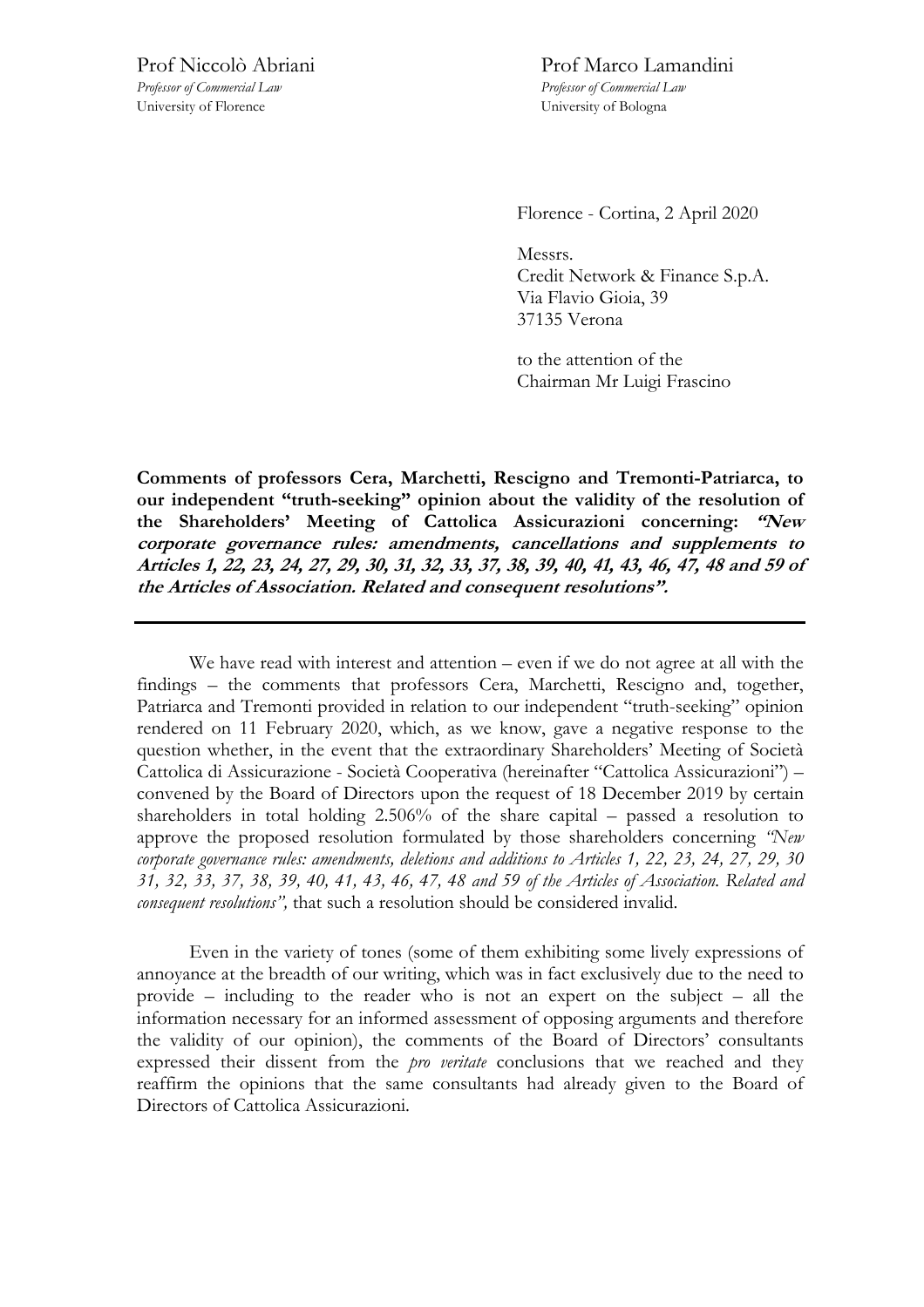Prof Niccolò Abriani
*Professor of Commercial Law*
University of Florence

Prof Marco Lamandini
*Professor of Commercial Law*
University of Bologna

Florence - Cortina, 2 April 2020

Messrs.
Credit Network & Finance S.p.A.
Via Flavio Gioia, 39
37135 Verona

to the attention of the
Chairman Mr Luigi Frascino

**Comments of professors Cera, Marchetti, Rescigno and Tremonti-Patriarca, to our independent "truth-seeking" opinion about the validity of the resolution of the Shareholders' Meeting of Cattolica Assicurazioni concerning: *"New corporate governance rules: amendments, cancellations and supplements to Articles 1, 22, 23, 24, 27, 29, 30, 31, 32, 33, 37, 38, 39, 40, 41, 43, 46, 47, 48 and 59 of the Articles of Association. Related and consequent resolutions"*.**

---

We have read with interest and attention – even if we do not agree at all with the findings – the comments that professors Cera, Marchetti, Rescigno and, together, Patriarca and Tremonti provided in relation to our independent "truth-seeking" opinion rendered on 11 February 2020, which, as we know, gave a negative response to the question whether, in the event that the extraordinary Shareholders' Meeting of Società Cattolica di Assicurazione - Società Cooperativa (hereinafter "Cattolica Assicurazioni") – convened by the Board of Directors upon the request of 18 December 2019 by certain shareholders in total holding 2.506% of the share capital – passed a resolution to approve the proposed resolution formulated by those shareholders concerning *"New corporate governance rules: amendments, deletions and additions to Articles 1, 22, 23, 24, 27, 29, 30 31, 32, 33, 37, 38, 39, 40, 41, 43, 46, 47, 48 and 59 of the Articles of Association. Related and consequent resolutions"*, that such a resolution should be considered invalid.

Even in the variety of tones (some of them exhibiting some lively expressions of annoyance at the breadth of our writing, which was in fact exclusively due to the need to provide – including to the reader who is not an expert on the subject – all the information necessary for an informed assessment of opposing arguments and therefore the validity of our opinion), the comments of the Board of Directors' consultants expressed their dissent from the *pro veritate* conclusions that we reached and they reaffirm the opinions that the same consultants had already given to the Board of Directors of Cattolica Assicurazioni.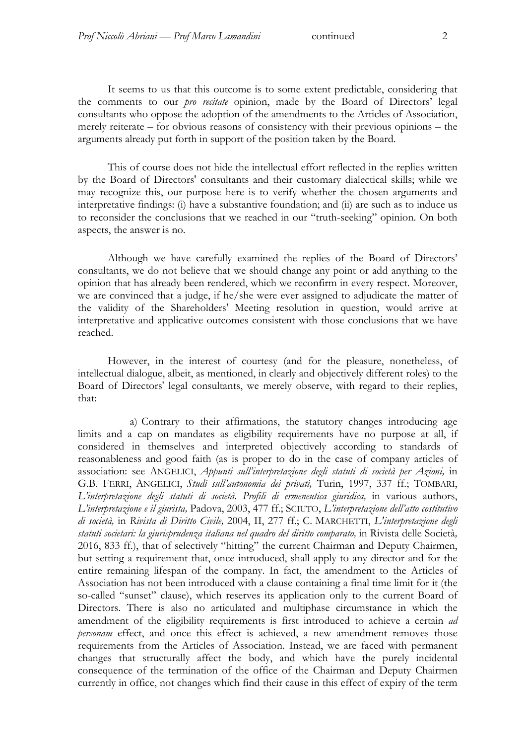It seems to us that this outcome is to some extent predictable, considering that the comments to our *pro recitate* opinion, made by the Board of Directors' legal consultants who oppose the adoption of the amendments to the Articles of Association, merely reiterate – for obvious reasons of consistency with their previous opinions – the arguments already put forth in support of the position taken by the Board.

This of course does not hide the intellectual effort reflected in the replies written by the Board of Directors' consultants and their customary dialectical skills; while we may recognize this, our purpose here is to verify whether the chosen arguments and interpretative findings: (i) have a substantive foundation; and (ii) are such as to induce us to reconsider the conclusions that we reached in our "truth-seeking" opinion. On both aspects, the answer is no.

Although we have carefully examined the replies of the Board of Directors' consultants, we do not believe that we should change any point or add anything to the opinion that has already been rendered, which we reconfirm in every respect. Moreover, we are convinced that a judge, if he/she were ever assigned to adjudicate the matter of the validity of the Shareholders' Meeting resolution in question, would arrive at interpretative and applicative outcomes consistent with those conclusions that we have reached.

However, in the interest of courtesy (and for the pleasure, nonetheless, of intellectual dialogue, albeit, as mentioned, in clearly and objectively different roles) to the Board of Directors' legal consultants, we merely observe, with regard to their replies, that:

a) Contrary to their affirmations, the statutory changes introducing age limits and a cap on mandates as eligibility requirements have no purpose at all, if considered in themselves and interpreted objectively according to standards of reasonableness and good faith (as is proper to do in the case of company articles of association: see ANGELICI, *Appunti sull'interpretazione degli statuti di società per Azioni,* in G.B. FERRI, ANGELICI, *Studi sull'autonomia dei privati,* Turin, 1997, 337 ff.; TOMBARI, *L'interpretazione degli statuti di società. Profili di ermeneutica giuridica,* in various authors, *L'interpretazione e il giurista,* Padova, 2003, 477 ff.; SCIUTO, *L'interpretazione dell'atto costitutivo di società,* in *Rivista di Diritto Civile,* 2004, II, 277 ff.; C. MARCHETTI, *L'interpretazione degli statuti societari: la giurisprudenza italiana nel quadro del diritto comparato,* in Rivista delle Società*,* 2016, 833 ff.), that of selectively "hitting" the current Chairman and Deputy Chairmen, but setting a requirement that, once introduced, shall apply to any director and for the entire remaining lifespan of the company. In fact, the amendment to the Articles of Association has not been introduced with a clause containing a final time limit for it (the so-called "sunset" clause), which reserves its application only to the current Board of Directors. There is also no articulated and multiphase circumstance in which the amendment of the eligibility requirements is first introduced to achieve a certain *ad personam* effect, and once this effect is achieved, a new amendment removes those requirements from the Articles of Association. Instead, we are faced with permanent changes that structurally affect the body, and which have the purely incidental consequence of the termination of the office of the Chairman and Deputy Chairmen currently in office, not changes which find their cause in this effect of expiry of the term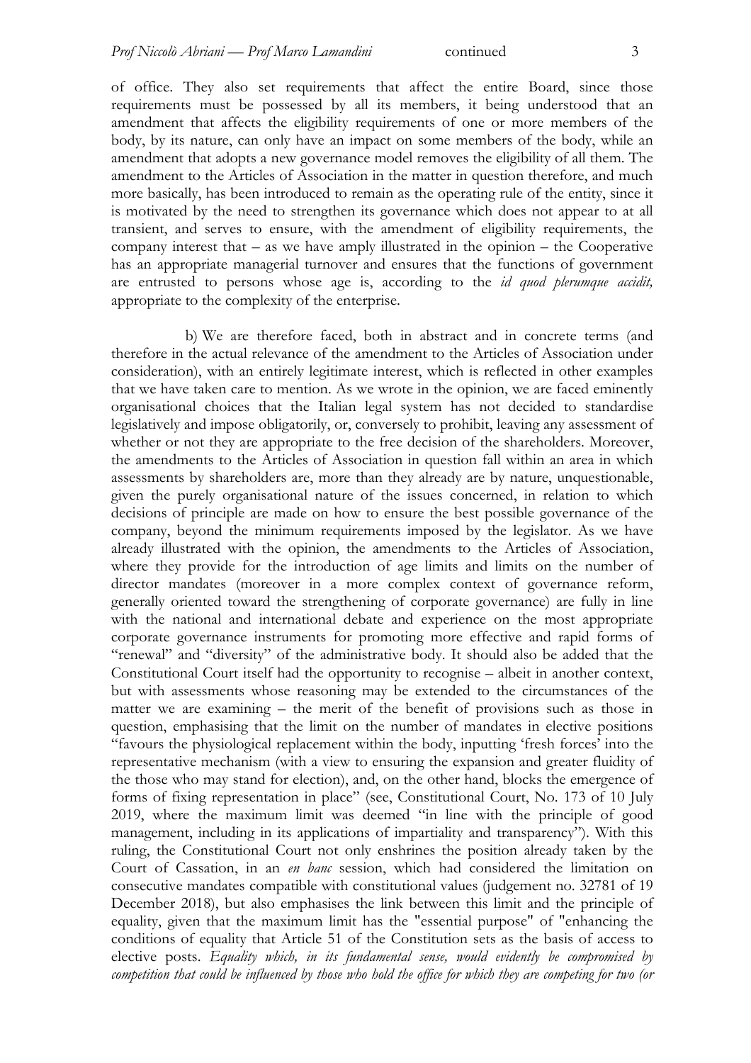of office. They also set requirements that affect the entire Board, since those requirements must be possessed by all its members, it being understood that an amendment that affects the eligibility requirements of one or more members of the body, by its nature, can only have an impact on some members of the body, while an amendment that adopts a new governance model removes the eligibility of all them. The amendment to the Articles of Association in the matter in question therefore, and much more basically, has been introduced to remain as the operating rule of the entity, since it is motivated by the need to strengthen its governance which does not appear to at all transient, and serves to ensure, with the amendment of eligibility requirements, the company interest that – as we have amply illustrated in the opinion – the Cooperative has an appropriate managerial turnover and ensures that the functions of government are entrusted to persons whose age is, according to the *id quod plerumque accidit,* appropriate to the complexity of the enterprise.

b) We are therefore faced, both in abstract and in concrete terms (and therefore in the actual relevance of the amendment to the Articles of Association under consideration), with an entirely legitimate interest, which is reflected in other examples that we have taken care to mention. As we wrote in the opinion, we are faced eminently organisational choices that the Italian legal system has not decided to standardise legislatively and impose obligatorily, or, conversely to prohibit, leaving any assessment of whether or not they are appropriate to the free decision of the shareholders. Moreover, the amendments to the Articles of Association in question fall within an area in which assessments by shareholders are, more than they already are by nature, unquestionable, given the purely organisational nature of the issues concerned, in relation to which decisions of principle are made on how to ensure the best possible governance of the company, beyond the minimum requirements imposed by the legislator. As we have already illustrated with the opinion, the amendments to the Articles of Association, where they provide for the introduction of age limits and limits on the number of director mandates (moreover in a more complex context of governance reform, generally oriented toward the strengthening of corporate governance) are fully in line with the national and international debate and experience on the most appropriate corporate governance instruments for promoting more effective and rapid forms of "renewal" and "diversity" of the administrative body. It should also be added that the Constitutional Court itself had the opportunity to recognise – albeit in another context, but with assessments whose reasoning may be extended to the circumstances of the matter we are examining – the merit of the benefit of provisions such as those in question, emphasising that the limit on the number of mandates in elective positions "favours the physiological replacement within the body, inputting 'fresh forces' into the representative mechanism (with a view to ensuring the expansion and greater fluidity of the those who may stand for election), and, on the other hand, blocks the emergence of forms of fixing representation in place" (see, Constitutional Court, No. 173 of 10 July 2019, where the maximum limit was deemed "in line with the principle of good management, including in its applications of impartiality and transparency"). With this ruling, the Constitutional Court not only enshrines the position already taken by the Court of Cassation, in an *en banc* session, which had considered the limitation on consecutive mandates compatible with constitutional values (judgement no. 32781 of 19 December 2018), but also emphasises the link between this limit and the principle of equality, given that the maximum limit has the "essential purpose" of "enhancing the conditions of equality that Article 51 of the Constitution sets as the basis of access to elective posts. *Equality which, in its fundamental sense, would evidently be compromised by competition that could be influenced by those who hold the office for which they are competing for two (or*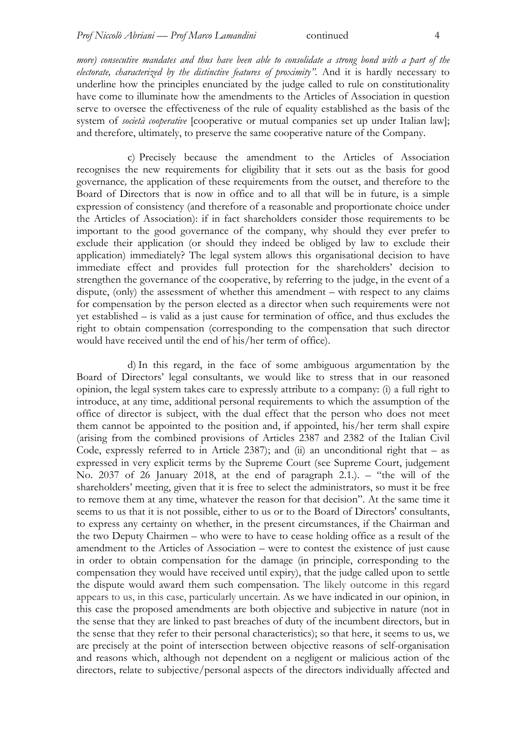*more) consecutive mandates and thus have been able to consolidate a strong bond with a part of the electorate, characterized by the distinctive features of proximity"*. And it is hardly necessary to underline how the principles enunciated by the judge called to rule on constitutionality have come to illuminate how the amendments to the Articles of Association in question serve to oversee the effectiveness of the rule of equality established as the basis of the system of *società cooperative* [cooperative or mutual companies set up under Italian law]; and therefore, ultimately, to preserve the same cooperative nature of the Company.

c) Precisely because the amendment to the Articles of Association recognises the new requirements for eligibility that it sets out as the basis for good governance*,* the application of these requirements from the outset, and therefore to the Board of Directors that is now in office and to all that will be in future, is a simple expression of consistency (and therefore of a reasonable and proportionate choice under the Articles of Association): if in fact shareholders consider those requirements to be important to the good governance of the company, why should they ever prefer to exclude their application (or should they indeed be obliged by law to exclude their application) immediately? The legal system allows this organisational decision to have immediate effect and provides full protection for the shareholders' decision to strengthen the governance of the cooperative, by referring to the judge, in the event of a dispute, (only) the assessment of whether this amendment – with respect to any claims for compensation by the person elected as a director when such requirements were not yet established – is valid as a just cause for termination of office, and thus excludes the right to obtain compensation (corresponding to the compensation that such director would have received until the end of his/her term of office).

d) In this regard, in the face of some ambiguous argumentation by the Board of Directors' legal consultants, we would like to stress that in our reasoned opinion, the legal system takes care to expressly attribute to a company: (i) a full right to introduce, at any time, additional personal requirements to which the assumption of the office of director is subject, with the dual effect that the person who does not meet them cannot be appointed to the position and, if appointed, his/her term shall expire (arising from the combined provisions of Articles 2387 and 2382 of the Italian Civil Code, expressly referred to in Article 2387); and (ii) an unconditional right that – as expressed in very explicit terms by the Supreme Court (see Supreme Court, judgement No. 2037 of 26 January 2018, at the end of paragraph 2.1.). – "the will of the shareholders' meeting, given that it is free to select the administrators, so must it be free to remove them at any time, whatever the reason for that decision". At the same time it seems to us that it is not possible, either to us or to the Board of Directors' consultants, to express any certainty on whether, in the present circumstances, if the Chairman and the two Deputy Chairmen – who were to have to cease holding office as a result of the amendment to the Articles of Association – were to contest the existence of just cause in order to obtain compensation for the damage (in principle, corresponding to the compensation they would have received until expiry), that the judge called upon to settle the dispute would award them such compensation. The likely outcome in this regard appears to us, in this case, particularly uncertain. As we have indicated in our opinion, in this case the proposed amendments are both objective and subjective in nature (not in the sense that they are linked to past breaches of duty of the incumbent directors, but in the sense that they refer to their personal characteristics); so that here, it seems to us, we are precisely at the point of intersection between objective reasons of self-organisation and reasons which, although not dependent on a negligent or malicious action of the directors, relate to subjective/personal aspects of the directors individually affected and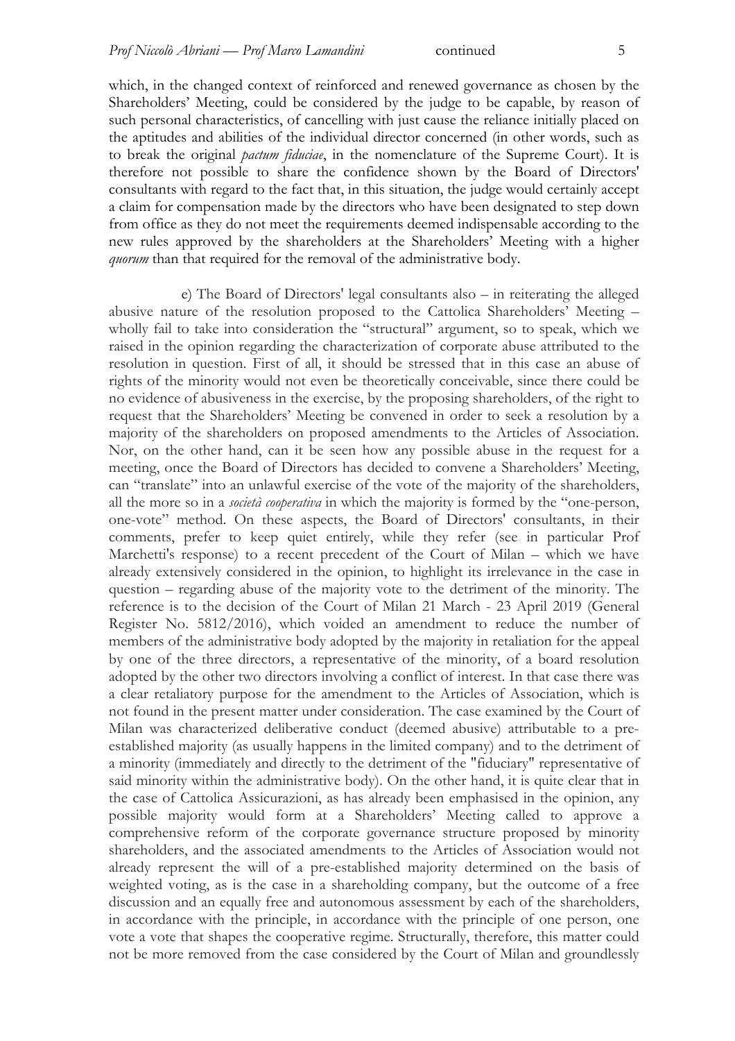which, in the changed context of reinforced and renewed governance as chosen by the Shareholders' Meeting, could be considered by the judge to be capable, by reason of such personal characteristics, of cancelling with just cause the reliance initially placed on the aptitudes and abilities of the individual director concerned (in other words, such as to break the original *pactum fiduciae*, in the nomenclature of the Supreme Court). It is therefore not possible to share the confidence shown by the Board of Directors' consultants with regard to the fact that, in this situation, the judge would certainly accept a claim for compensation made by the directors who have been designated to step down from office as they do not meet the requirements deemed indispensable according to the new rules approved by the shareholders at the Shareholders' Meeting with a higher *quorum* than that required for the removal of the administrative body.

e) The Board of Directors' legal consultants also – in reiterating the alleged abusive nature of the resolution proposed to the Cattolica Shareholders' Meeting – wholly fail to take into consideration the "structural" argument, so to speak, which we raised in the opinion regarding the characterization of corporate abuse attributed to the resolution in question. First of all, it should be stressed that in this case an abuse of rights of the minority would not even be theoretically conceivable, since there could be no evidence of abusiveness in the exercise, by the proposing shareholders, of the right to request that the Shareholders' Meeting be convened in order to seek a resolution by a majority of the shareholders on proposed amendments to the Articles of Association. Nor, on the other hand, can it be seen how any possible abuse in the request for a meeting, once the Board of Directors has decided to convene a Shareholders' Meeting, can "translate" into an unlawful exercise of the vote of the majority of the shareholders, all the more so in a *società cooperativa* in which the majority is formed by the "one-person, one-vote" method. On these aspects, the Board of Directors' consultants, in their comments, prefer to keep quiet entirely, while they refer (see in particular Prof Marchetti's response) to a recent precedent of the Court of Milan – which we have already extensively considered in the opinion, to highlight its irrelevance in the case in question – regarding abuse of the majority vote to the detriment of the minority. The reference is to the decision of the Court of Milan 21 March - 23 April 2019 (General Register No. 5812/2016), which voided an amendment to reduce the number of members of the administrative body adopted by the majority in retaliation for the appeal by one of the three directors, a representative of the minority, of a board resolution adopted by the other two directors involving a conflict of interest. In that case there was a clear retaliatory purpose for the amendment to the Articles of Association, which is not found in the present matter under consideration. The case examined by the Court of Milan was characterized deliberative conduct (deemed abusive) attributable to a pre-established majority (as usually happens in the limited company) and to the detriment of a minority (immediately and directly to the detriment of the "fiduciary" representative of said minority within the administrative body). On the other hand, it is quite clear that in the case of Cattolica Assicurazioni, as has already been emphasised in the opinion, any possible majority would form at a Shareholders' Meeting called to approve a comprehensive reform of the corporate governance structure proposed by minority shareholders, and the associated amendments to the Articles of Association would not already represent the will of a pre-established majority determined on the basis of weighted voting, as is the case in a shareholding company, but the outcome of a free discussion and an equally free and autonomous assessment by each of the shareholders, in accordance with the principle, in accordance with the principle of one person, one vote a vote that shapes the cooperative regime. Structurally, therefore, this matter could not be more removed from the case considered by the Court of Milan and groundlessly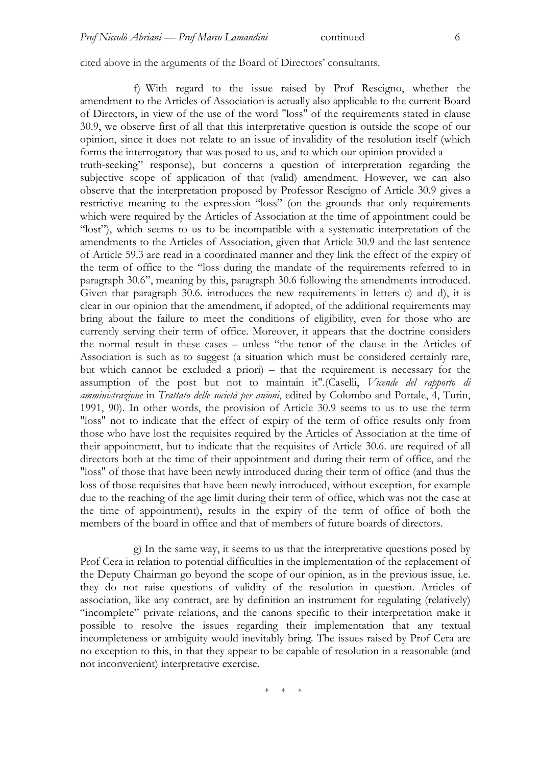cited above in the arguments of the Board of Directors' consultants.

f) With regard to the issue raised by Prof Rescigno, whether the amendment to the Articles of Association is actually also applicable to the current Board of Directors, in view of the use of the word "loss" of the requirements stated in clause 30.9, we observe first of all that this interpretative question is outside the scope of our opinion, since it does not relate to an issue of invalidity of the resolution itself (which forms the interrogatory that was posed to us, and to which our opinion provided a truth-seeking" response), but concerns a question of interpretation regarding the subjective scope of application of that (valid) amendment. However, we can also observe that the interpretation proposed by Professor Rescigno of Article 30.9 gives a restrictive meaning to the expression "loss" (on the grounds that only requirements which were required by the Articles of Association at the time of appointment could be "lost"), which seems to us to be incompatible with a systematic interpretation of the amendments to the Articles of Association, given that Article 30.9 and the last sentence of Article 59.3 are read in a coordinated manner and they link the effect of the expiry of the term of office to the "loss during the mandate of the requirements referred to in paragraph 30.6", meaning by this, paragraph 30.6 following the amendments introduced. Given that paragraph 30.6. introduces the new requirements in letters c) and d), it is clear in our opinion that the amendment, if adopted, of the additional requirements may bring about the failure to meet the conditions of eligibility, even for those who are currently serving their term of office. Moreover, it appears that the doctrine considers the normal result in these cases – unless "the tenor of the clause in the Articles of Association is such as to suggest (a situation which must be considered certainly rare, but which cannot be excluded a priori) – that the requirement is necessary for the assumption of the post but not to maintain it".(Caselli, *Vicende del rapporto di amministrazione* in *Trattato delle società per anioni*, edited by Colombo and Portale, 4, Turin, 1991, 90). In other words, the provision of Article 30.9 seems to us to use the term "loss" not to indicate that the effect of expiry of the term of office results only from those who have lost the requisites required by the Articles of Association at the time of their appointment, but to indicate that the requisites of Article 30.6. are required of all directors both at the time of their appointment and during their term of office, and the "loss" of those that have been newly introduced during their term of office (and thus the loss of those requisites that have been newly introduced, without exception, for example due to the reaching of the age limit during their term of office, which was not the case at the time of appointment), results in the expiry of the term of office of both the members of the board in office and that of members of future boards of directors.

g) In the same way, it seems to us that the interpretative questions posed by Prof Cera in relation to potential difficulties in the implementation of the replacement of the Deputy Chairman go beyond the scope of our opinion, as in the previous issue, i.e. they do not raise questions of validity of the resolution in question. Articles of association, like any contract, are by definition an instrument for regulating (relatively) "incomplete" private relations, and the canons specific to their interpretation make it possible to resolve the issues regarding their implementation that any textual incompleteness or ambiguity would inevitably bring. The issues raised by Prof Cera are no exception to this, in that they appear to be capable of resolution in a reasonable (and not inconvenient) interpretative exercise.

\* \* \*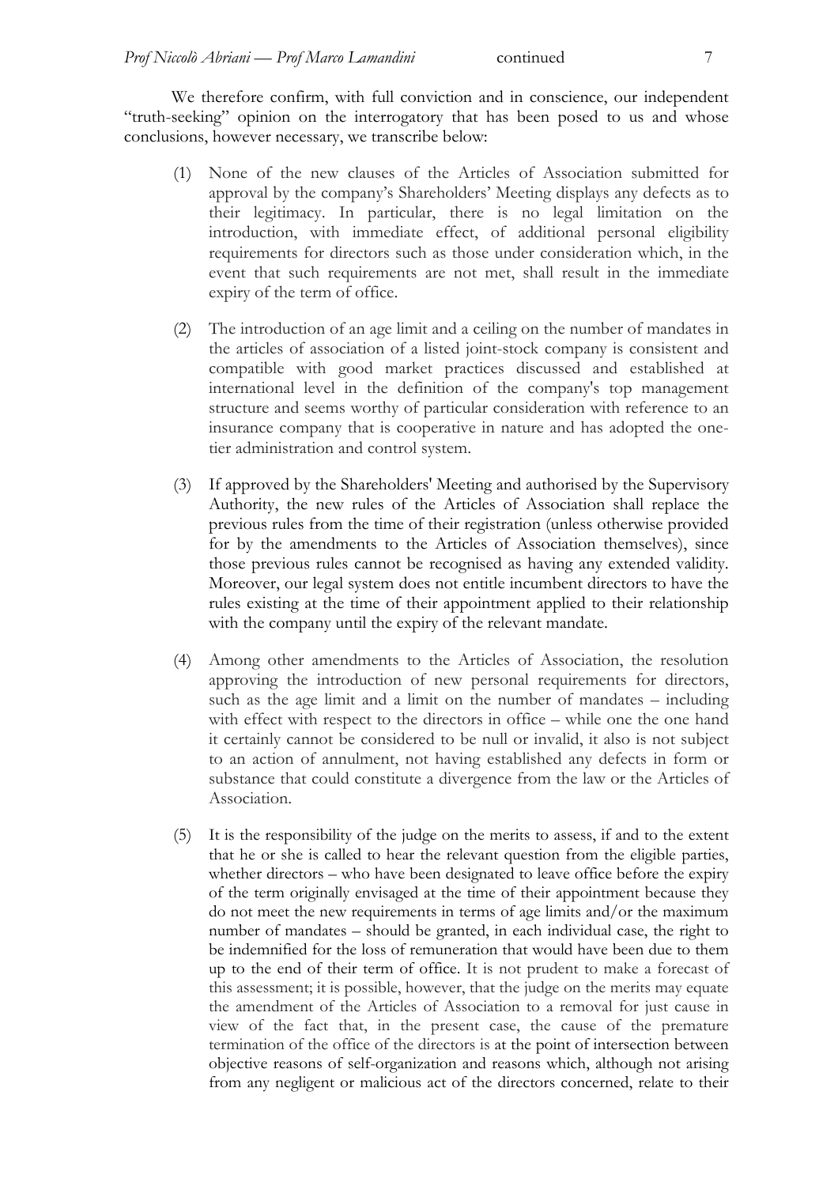We therefore confirm, with full conviction and in conscience, our independent "truth-seeking" opinion on the interrogatory that has been posed to us and whose conclusions, however necessary, we transcribe below:

(1) None of the new clauses of the Articles of Association submitted for approval by the company's Shareholders' Meeting displays any defects as to their legitimacy. In particular, there is no legal limitation on the introduction, with immediate effect, of additional personal eligibility requirements for directors such as those under consideration which, in the event that such requirements are not met, shall result in the immediate expiry of the term of office.

(2) The introduction of an age limit and a ceiling on the number of mandates in the articles of association of a listed joint-stock company is consistent and compatible with good market practices discussed and established at international level in the definition of the company's top management structure and seems worthy of particular consideration with reference to an insurance company that is cooperative in nature and has adopted the one-tier administration and control system.

(3) If approved by the Shareholders' Meeting and authorised by the Supervisory Authority, the new rules of the Articles of Association shall replace the previous rules from the time of their registration (unless otherwise provided for by the amendments to the Articles of Association themselves), since those previous rules cannot be recognised as having any extended validity. Moreover, our legal system does not entitle incumbent directors to have the rules existing at the time of their appointment applied to their relationship with the company until the expiry of the relevant mandate.

(4) Among other amendments to the Articles of Association, the resolution approving the introduction of new personal requirements for directors, such as the age limit and a limit on the number of mandates – including with effect with respect to the directors in office – while one the one hand it certainly cannot be considered to be null or invalid, it also is not subject to an action of annulment, not having established any defects in form or substance that could constitute a divergence from the law or the Articles of Association.

(5) It is the responsibility of the judge on the merits to assess, if and to the extent that he or she is called to hear the relevant question from the eligible parties, whether directors – who have been designated to leave office before the expiry of the term originally envisaged at the time of their appointment because they do not meet the new requirements in terms of age limits and/or the maximum number of mandates – should be granted, in each individual case, the right to be indemnified for the loss of remuneration that would have been due to them up to the end of their term of office. It is not prudent to make a forecast of this assessment; it is possible, however, that the judge on the merits may equate the amendment of the Articles of Association to a removal for just cause in view of the fact that, in the present case, the cause of the premature termination of the office of the directors is at the point of intersection between objective reasons of self-organization and reasons which, although not arising from any negligent or malicious act of the directors concerned, relate to their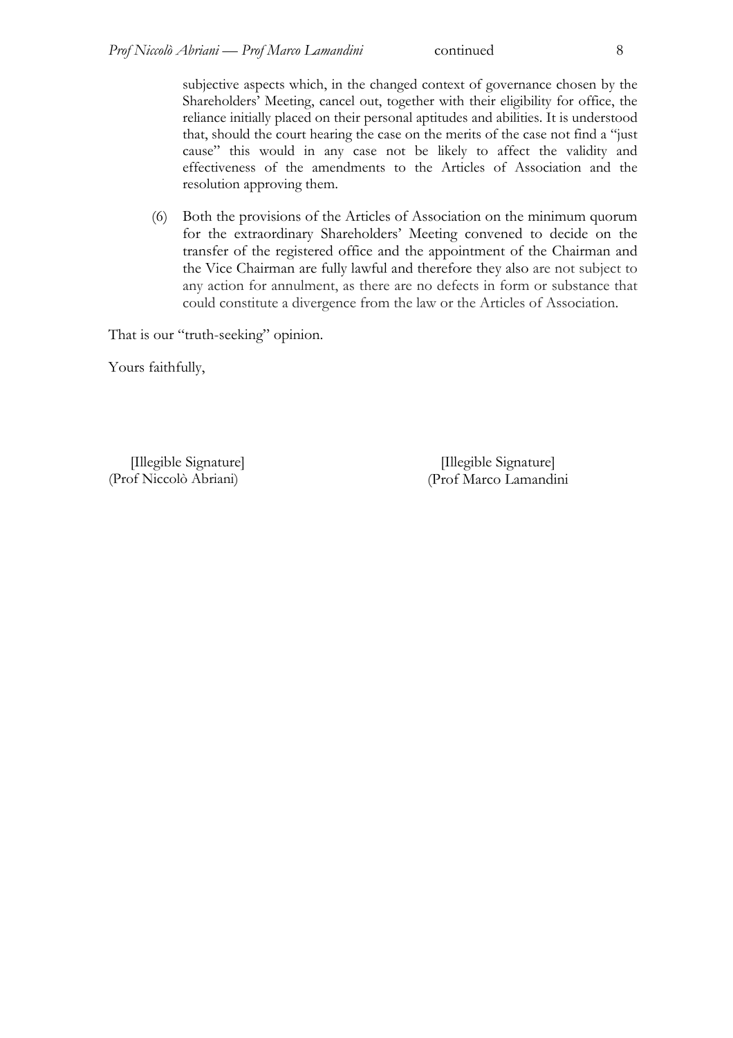subjective aspects which, in the changed context of governance chosen by the Shareholders' Meeting, cancel out, together with their eligibility for office, the reliance initially placed on their personal aptitudes and abilities. It is understood that, should the court hearing the case on the merits of the case not find a "just cause" this would in any case not be likely to affect the validity and effectiveness of the amendments to the Articles of Association and the resolution approving them.

(6) Both the provisions of the Articles of Association on the minimum quorum for the extraordinary Shareholders' Meeting convened to decide on the transfer of the registered office and the appointment of the Chairman and the Vice Chairman are fully lawful and therefore they also are not subject to any action for annulment, as there are no defects in form or substance that could constitute a divergence from the law or the Articles of Association.

That is our "truth-seeking" opinion.

Yours faithfully,

[Illegible Signature]
(Prof Niccolò Abriani)

[Illegible Signature]
(Prof Marco Lamandini